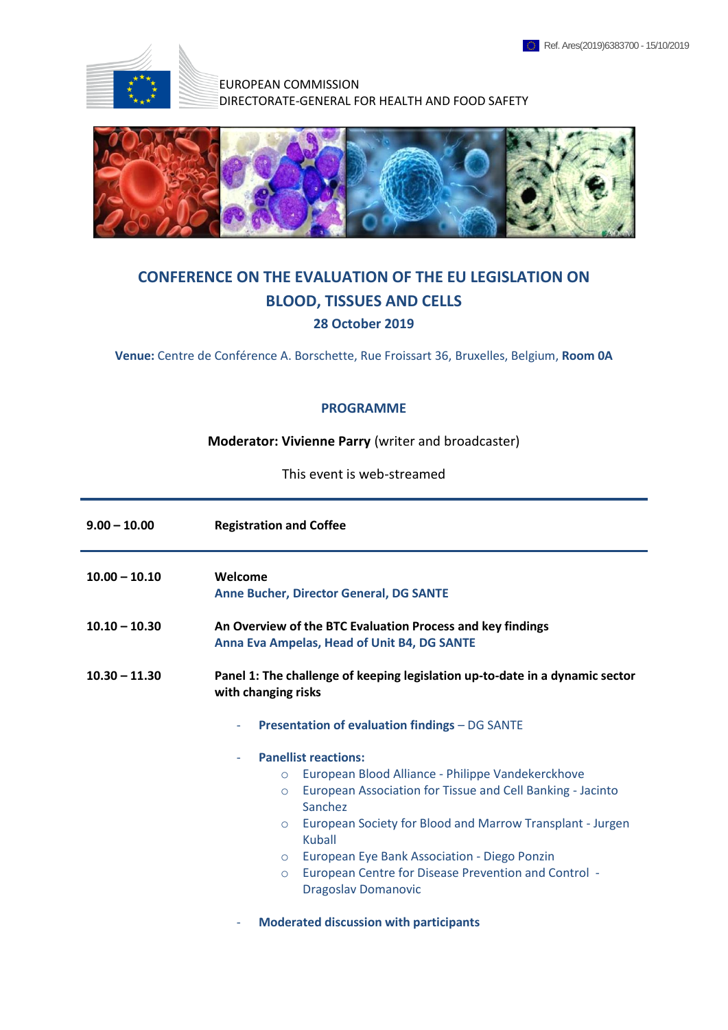Ref. Ares(2019)6383700 - 15/10/2019

EUROPEAN COMMISSION
DIRECTORATE-GENERAL FOR HEALTH AND FOOD SAFETY

# CONFERENCE ON THE EVALUATION OF THE EU LEGISLATION ON BLOOD, TISSUES AND CELLS

## 28 October 2019

**Venue:** Centre de Conférence A. Borschette, Rue Froissart 36, Bruxelles, Belgium, **Room 0A**

## PROGRAMME

**Moderator: Vivienne Parry** (writer and broadcaster)

This event is web-streamed

| | |
|---|---|
| **9.00 – 10.00** | **Registration and Coffee** |
| **10.00 – 10.10** | **Welcome**<br>**Anne Bucher, Director General, DG SANTE** |
| **10.10 – 10.30** | **An Overview of the BTC Evaluation Process and key findings**<br>**Anna Eva Ampelas, Head of Unit B4, DG SANTE** |
| **10.30 – 11.30** | **Panel 1: The challenge of keeping legislation up-to-date in a dynamic sector with changing risks**<br>- **Presentation of evaluation findings** – DG SANTE<br>- **Panellist reactions:**<br>  ○ European Blood Alliance - Philippe Vandekerckhove<br>  ○ European Association for Tissue and Cell Banking - Jacinto Sanchez<br>  ○ European Society for Blood and Marrow Transplant - Jurgen Kuball<br>  ○ European Eye Bank Association - Diego Ponzin<br>  ○ European Centre for Disease Prevention and Control - Dragoslav Domanovic<br>- **Moderated discussion with participants** |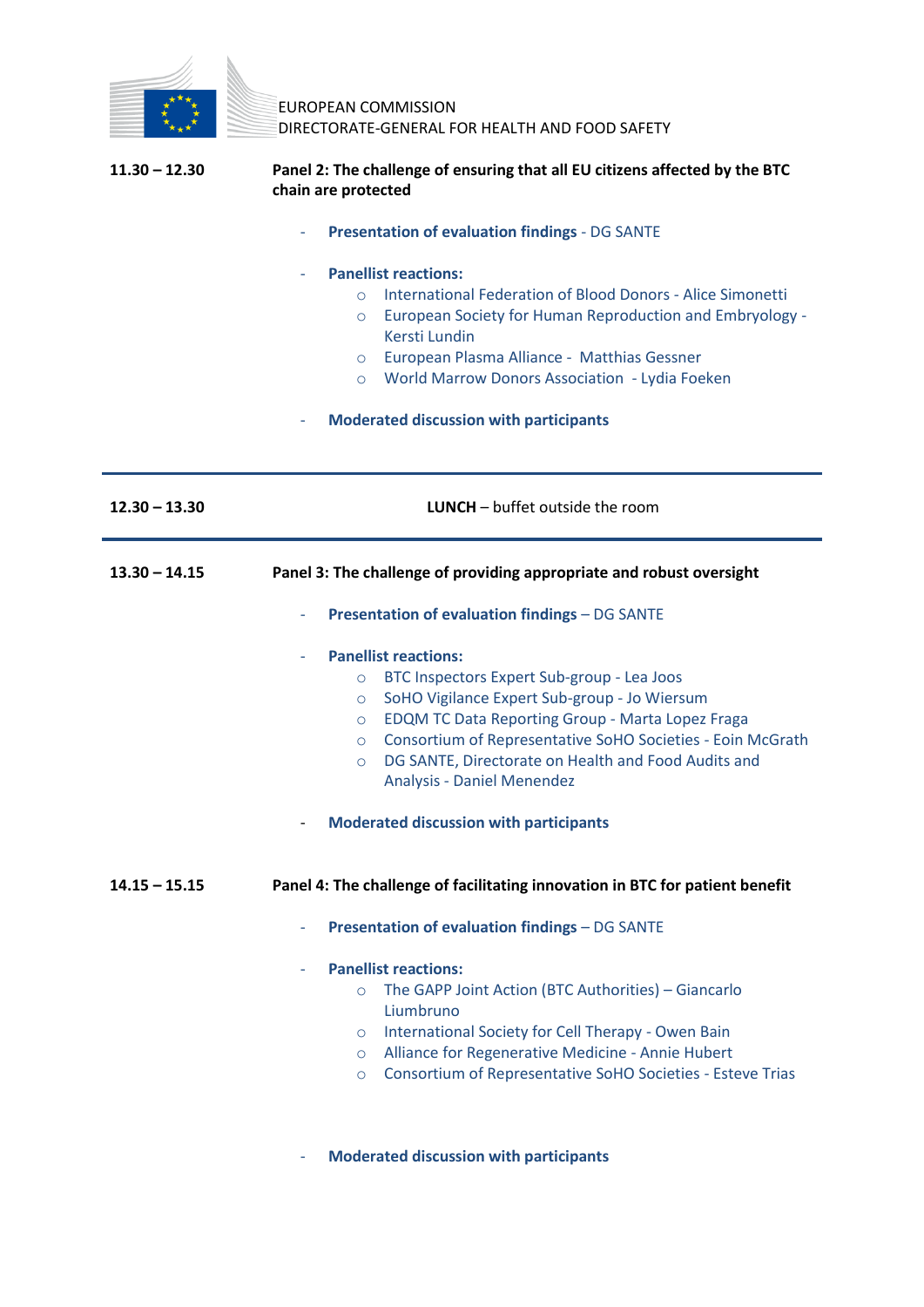EUROPEAN COMMISSION
DIRECTORATE-GENERAL FOR HEALTH AND FOOD SAFETY

**11.30 – 12.30** **Panel 2: The challenge of ensuring that all EU citizens affected by the BTC chain are protected**

- **Presentation of evaluation findings** - DG SANTE
- **Panellist reactions:**
  - International Federation of Blood Donors - Alice Simonetti
  - European Society for Human Reproduction and Embryology - Kersti Lundin
  - European Plasma Alliance - Matthias Gessner
  - World Marrow Donors Association - Lydia Foeken
- **Moderated discussion with participants**

---

**12.30 – 13.30** **LUNCH** – buffet outside the room

---

**13.30 – 14.15** **Panel 3: The challenge of providing appropriate and robust oversight**

- **Presentation of evaluation findings** – DG SANTE
- **Panellist reactions:**
  - BTC Inspectors Expert Sub-group - Lea Joos
  - SoHO Vigilance Expert Sub-group - Jo Wiersum
  - EDQM TC Data Reporting Group - Marta Lopez Fraga
  - Consortium of Representative SoHO Societies - Eoin McGrath
  - DG SANTE, Directorate on Health and Food Audits and Analysis - Daniel Menendez
- **Moderated discussion with participants**

**14.15 – 15.15** **Panel 4: The challenge of facilitating innovation in BTC for patient benefit**

- **Presentation of evaluation findings** – DG SANTE
- **Panellist reactions:**
  - The GAPP Joint Action (BTC Authorities) – Giancarlo Liumbruno
  - International Society for Cell Therapy - Owen Bain
  - Alliance for Regenerative Medicine - Annie Hubert
  - Consortium of Representative SoHO Societies - Esteve Trias
- **Moderated discussion with participants**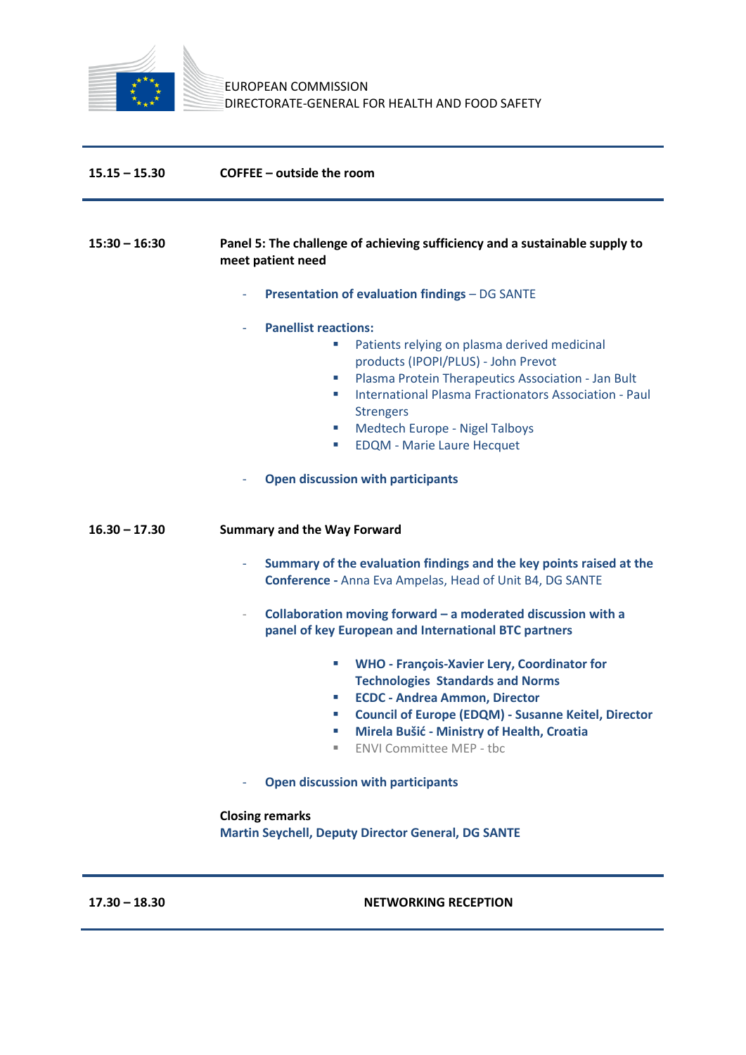EUROPEAN COMMISSION
DIRECTORATE-GENERAL FOR HEALTH AND FOOD SAFETY

**15.15 – 15.30** **COFFEE – outside the room**

**15:30 – 16:30** **Panel 5: The challenge of achieving sufficiency and a sustainable supply to meet patient need**

- **Presentation of evaluation findings** – DG SANTE
- **Panellist reactions:**
  - Patients relying on plasma derived medicinal products (IPOPI/PLUS) - John Prevot
  - Plasma Protein Therapeutics Association - Jan Bult
  - International Plasma Fractionators Association - Paul Strengers
  - Medtech Europe - Nigel Talboys
  - EDQM - Marie Laure Hecquet
- **Open discussion with participants**

**16.30 – 17.30** **Summary and the Way Forward**

- **Summary of the evaluation findings and the key points raised at the Conference** - Anna Eva Ampelas, Head of Unit B4, DG SANTE
- **Collaboration moving forward – a moderated discussion with a panel of key European and International BTC partners**
  - **WHO - François-Xavier Lery, Coordinator for Technologies Standards and Norms**
  - **ECDC - Andrea Ammon, Director**
  - **Council of Europe (EDQM) - Susanne Keitel, Director**
  - **Mirela Bušić - Ministry of Health, Croatia**
  - ENVI Committee MEP - tbc
- **Open discussion with participants**

**Closing remarks**
**Martin Seychell, Deputy Director General, DG SANTE**

**17.30 – 18.30** **NETWORKING RECEPTION**